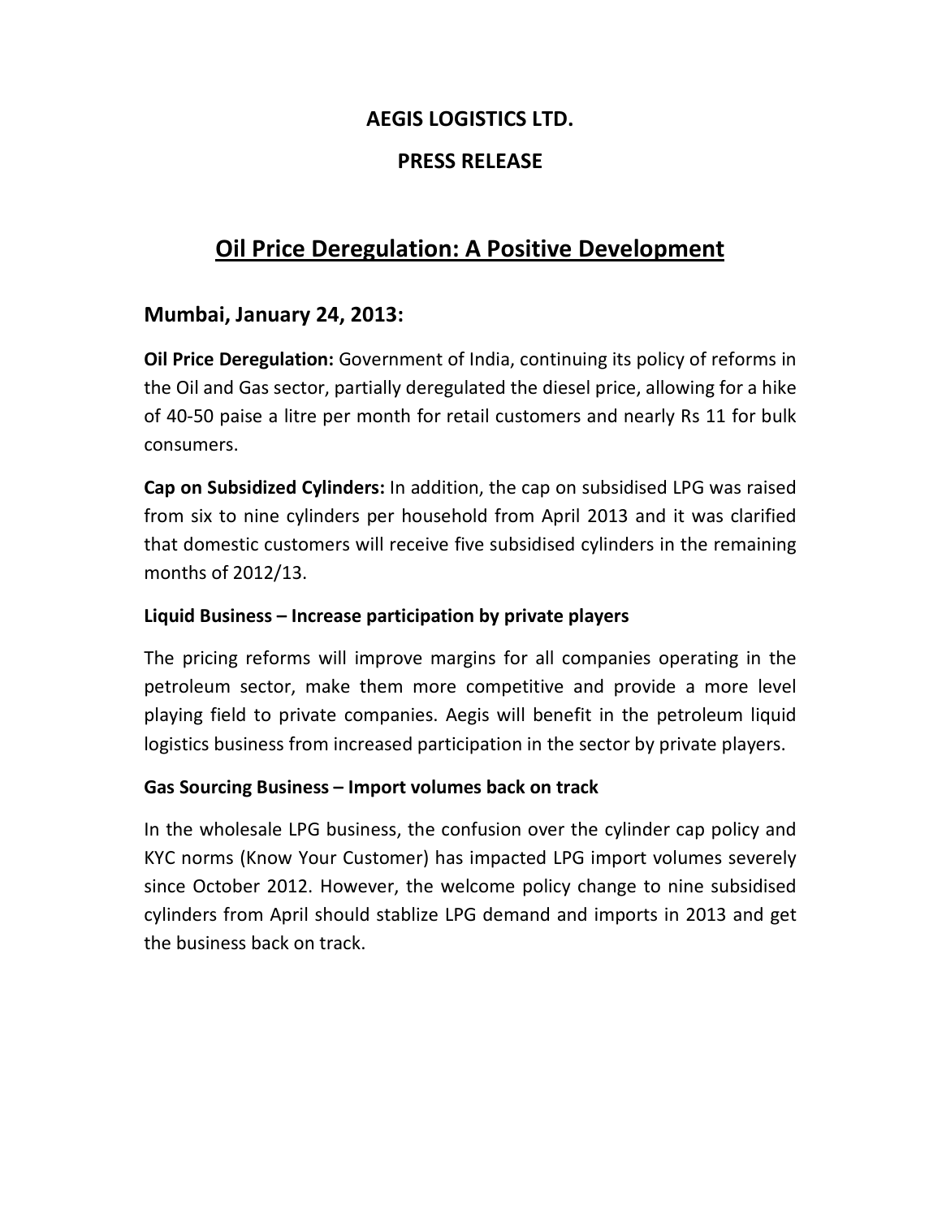# AEGIS LOGISTICS LTD.

## PRESS RELEASE

## Oil Price Deregulation: A Positive Development

### Mumbai, January 24, 2013:

**Oil Price Deregulation:** Government of India, continuing its policy of reforms in the Oil and Gas sector, partially deregulated the diesel price, allowing for a hike of 40-50 paise a litre per month for retail customers and nearly Rs 11 for bulk consumers.

**Cap on Subsidized Cylinders:** In addition, the cap on subsidised LPG was raised from six to nine cylinders per household from April 2013 and it was clarified that domestic customers will receive five subsidised cylinders in the remaining months of 2012/13.

**Liquid Business – Increase participation by private players**

The pricing reforms will improve margins for all companies operating in the petroleum sector, make them more competitive and provide a more level playing field to private companies. Aegis will benefit in the petroleum liquid logistics business from increased participation in the sector by private players.

**Gas Sourcing Business – Import volumes back on track**

In the wholesale LPG business, the confusion over the cylinder cap policy and KYC norms (Know Your Customer) has impacted LPG import volumes severely since October 2012. However, the welcome policy change to nine subsidised cylinders from April should stablize LPG demand and imports in 2013 and get the business back on track.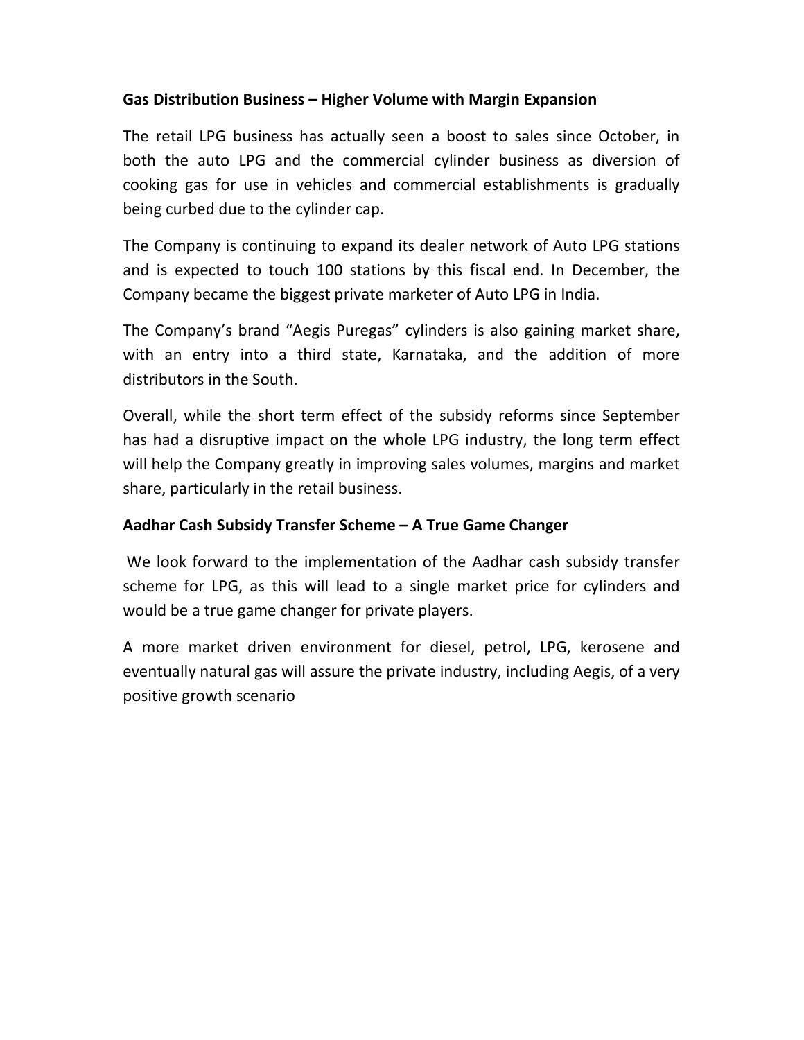**Gas Distribution Business – Higher Volume with Margin Expansion**

The retail LPG business has actually seen a boost to sales since October, in both the auto LPG and the commercial cylinder business as diversion of cooking gas for use in vehicles and commercial establishments is gradually being curbed due to the cylinder cap.

The Company is continuing to expand its dealer network of Auto LPG stations and is expected to touch 100 stations by this fiscal end. In December, the Company became the biggest private marketer of Auto LPG in India.

The Company's brand "Aegis Puregas" cylinders is also gaining market share, with an entry into a third state, Karnataka, and the addition of more distributors in the South.

Overall, while the short term effect of the subsidy reforms since September has had a disruptive impact on the whole LPG industry, the long term effect will help the Company greatly in improving sales volumes, margins and market share, particularly in the retail business.

**Aadhar Cash Subsidy Transfer Scheme – A True Game Changer**

We look forward to the implementation of the Aadhar cash subsidy transfer scheme for LPG, as this will lead to a single market price for cylinders and would be a true game changer for private players.

A more market driven environment for diesel, petrol, LPG, kerosene and eventually natural gas will assure the private industry, including Aegis, of a very positive growth scenario